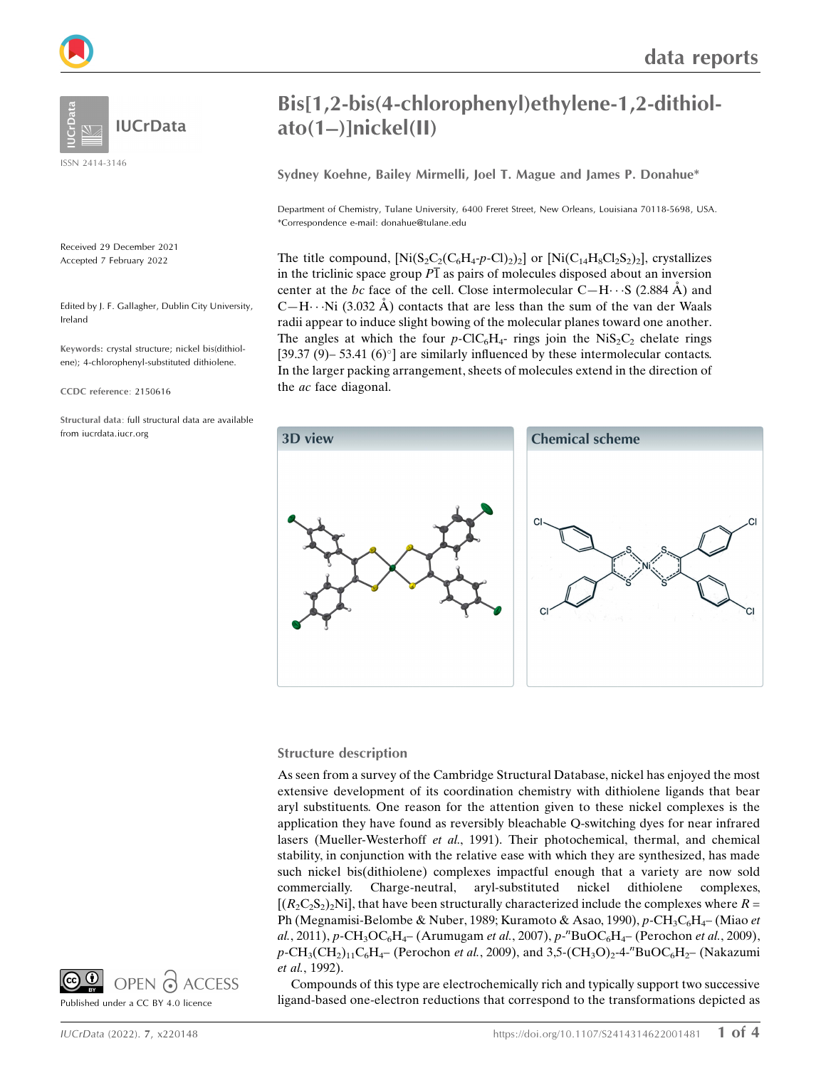# Bis[1,2-bis(4-chlorophenyl)ethylene-1,2-dithiolato(1−)]nickel(II)

**Sydney Koehne, Bailey Mirmelli, Joel T. Mague and James P. Donahue***

Department of Chemistry, Tulane University, 6400 Freret Street, New Orleans, Louisiana 70118-5698, USA. *Correspondence e-mail: donahue@tulane.edu

Received 29 December 2021
Accepted 7 February 2022

Edited by J. F. Gallagher, Dublin City University, Ireland

**Keywords:** crystal structure; nickel bis(dithiolene); 4-chlorophenyl-substituted dithiolene.

**CCDC reference**: 2150616

**Structural data**: full structural data are available from iucrdata.iucr.org

The title compound, $[Ni(S_2C_2(C_6H_4\text{-}p\text{-}Cl)_2)_2]$ or $[Ni(C_{14}H_8Cl_2S_2)_2]$, crystallizes in the triclinic space group $P\bar{1}$ as pairs of molecules disposed about an inversion center at the *bc* face of the cell. Close intermolecular C—H···S (2.884 Å) and C—H···Ni (3.032 Å) contacts that are less than the sum of the van der Waals radii appear to induce slight bowing of the molecular planes toward one another. The angles at which the four $p$-$ClC_6H_4$- rings join the $NiS_2C_2$ chelate rings [39.37 (9)– 53.41 (6)°] are similarly influenced by these intermolecular contacts. In the larger packing arrangement, sheets of molecules extend in the direction of the *ac* face diagonal.

**3D view**

**Chemical scheme**

## Structure description

As seen from a survey of the Cambridge Structural Database, nickel has enjoyed the most extensive development of its coordination chemistry with dithiolene ligands that bear aryl substituents. One reason for the attention given to these nickel complexes is the application they have found as reversibly bleachable Q-switching dyes for near infrared lasers (Mueller-Westerhoff *et al.*, 1991). Their photochemical, thermal, and chemical stability, in conjunction with the relative ease with which they are synthesized, has made such nickel bis(dithiolene) complexes impactful enough that a variety are now sold commercially. Charge-neutral, aryl-substituted nickel dithiolene complexes, $[(R_2C_2S_2)_2Ni]$, that have been structurally characterized include the complexes where $R$ = Ph (Megnamisi-Belombe & Nuber, 1989; Kuramoto & Asao, 1990), $p$-$CH_3C_6H_4$– (Miao *et al.*, 2011), $p$-$CH_3OC_6H_4$– (Arumugam *et al.*, 2007), $p$-$^nBuOC_6H_4$– (Perochon *et al.*, 2009), $p$-$CH_3(CH_2)_{11}C_6H_4$– (Perochon *et al.*, 2009), and 3,5-$(CH_3O)_2$-4-$^nBuOC_6H_2$– (Nakazumi *et al.*, 1992).

Compounds of this type are electrochemically rich and typically support two successive ligand-based one-electron reductions that correspond to the transformations depicted as

OPEN ACCESS
Published under a CC BY 4.0 licence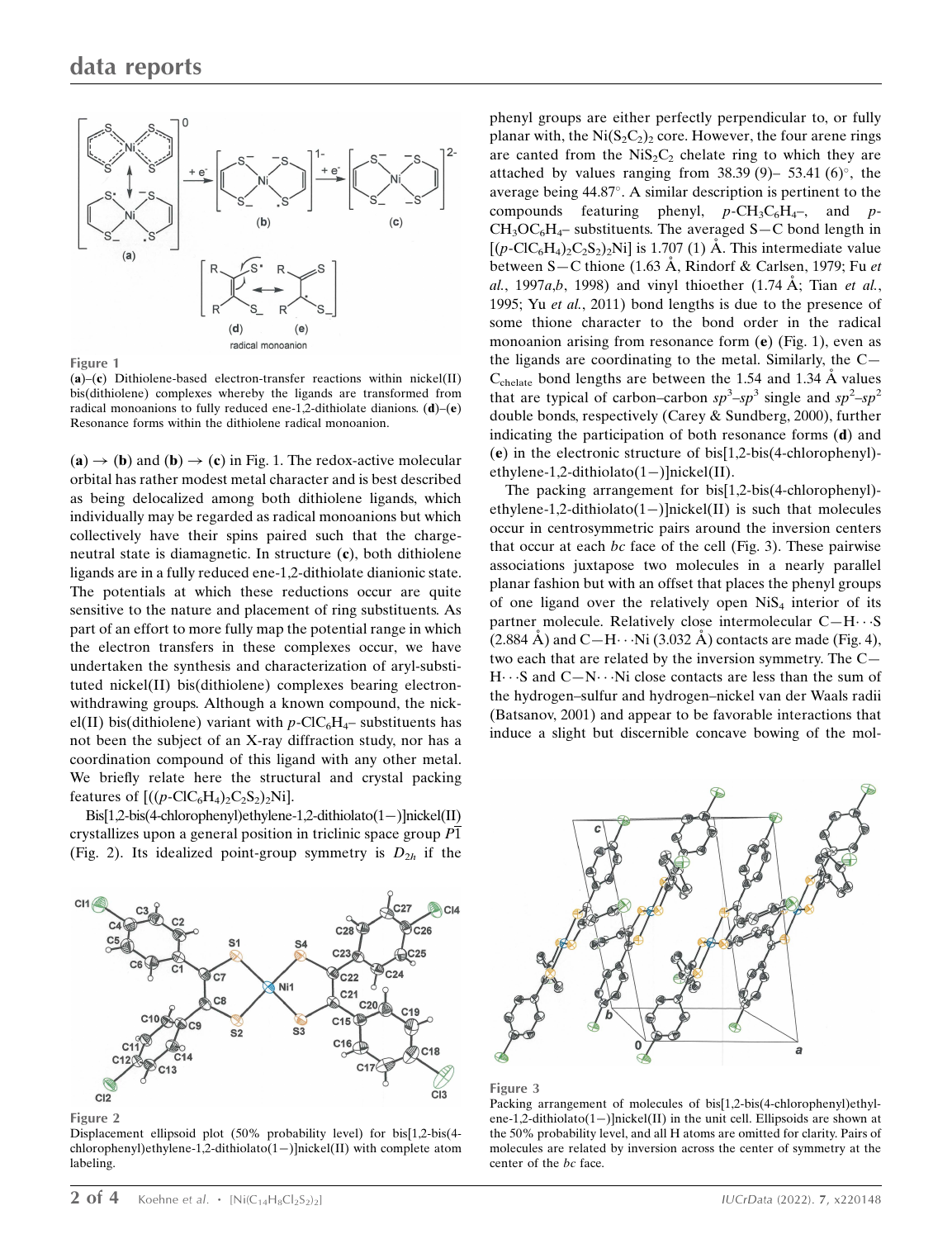Figure 1

(**a**)–(**c**) Dithiolene-based electron-transfer reactions within nickel(II) bis(dithiolene) complexes whereby the ligands are transformed from radical monoanions to fully reduced ene-1,2-dithiolate dianions. (**d**)–(**e**) Resonance forms within the dithiolene radical monoanion.

(**a**) → (**b**) and (**b**) → (**c**) in Fig. 1. The redox-active molecular orbital has rather modest metal character and is best described as being delocalized among both dithiolene ligands, which individually may be regarded as radical monoanions but which collectively have their spins paired such that the charge-neutral state is diamagnetic. In structure (**c**), both dithiolene ligands are in a fully reduced ene-1,2-dithiolate dianionic state. The potentials at which these reductions occur are quite sensitive to the nature and placement of ring substituents. As part of an effort to more fully map the potential range in which the electron transfers in these complexes occur, we have undertaken the synthesis and characterization of aryl-substituted nickel(II) bis(dithiolene) complexes bearing electron-withdrawing groups. Although a known compound, the nickel(II) bis(dithiolene) variant with $p$-$ClC_6H_4$– substituents has not been the subject of an X-ray diffraction study, nor has a coordination compound of this ligand with any other metal. We briefly relate here the structural and crystal packing features of $[((p\text{-}ClC_6H_4)_2C_2S_2)_2Ni]$.

Bis[1,2-bis(4-chlorophenyl)ethylene-1,2-dithiolato(1−)]nickel(II) crystallizes upon a general position in triclinic space group $P\overline{1}$ (Fig. 2). Its idealized point-group symmetry is $D_{2h}$ if the phenyl groups are either perfectly perpendicular to, or fully planar with, the $Ni(S_2C_2)_2$ core. However, the four arene rings are canted from the $NiS_2C_2$ chelate ring to which they are attached by values ranging from 38.39 (9)– 53.41 (6)°, the average being 44.87°. A similar description is pertinent to the compounds featuring phenyl, $p$-$CH_3C_6H_4$–, and $p$-$CH_3OC_6H_4$– substituents. The averaged S—C bond length in $[(p\text{-}ClC_6H_4)_2C_2S_2)_2Ni]$ is 1.707 (1) Å. This intermediate value between S—C thione (1.63 Å, Rindorf & Carlsen, 1979; Fu *et al.*, 1997*a*,*b*, 1998) and vinyl thioether (1.74 Å; Tian *et al.*, 1995; Yu *et al.*, 2011) bond lengths is due to the presence of some thione character to the bond order in the radical monoanion arising from resonance form (**e**) (Fig. 1), even as the ligands are coordinating to the metal. Similarly, the C—$C_{chelate}$ bond lengths are between the 1.54 and 1.34 Å values that are typical of carbon–carbon $sp^3$–$sp^3$ single and $sp^2$–$sp^2$ double bonds, respectively (Carey & Sundberg, 2000), further indicating the participation of both resonance forms (**d**) and (**e**) in the electronic structure of bis[1,2-bis(4-chlorophenyl)-ethylene-1,2-dithiolato(1−)]nickel(II).

The packing arrangement for bis[1,2-bis(4-chlorophenyl)-ethylene-1,2-dithiolato(1−)]nickel(II) is such that molecules occur in centrosymmetric pairs around the inversion centers that occur at each *bc* face of the cell (Fig. 3). These pairwise associations juxtapose two molecules in a nearly parallel planar fashion but with an offset that places the phenyl groups of one ligand over the relatively open $NiS_4$ interior of its partner molecule. Relatively close intermolecular C—H⋯S (2.884 Å) and C—H⋯Ni (3.032 Å) contacts are made (Fig. 4), two each that are related by the inversion symmetry. The C—H⋯S and C—N⋯Ni close contacts are less than the sum of the hydrogen–sulfur and hydrogen–nickel van der Waals radii (Batsanov, 2001) and appear to be favorable interactions that induce a slight but discernible concave bowing of the mol-

Figure 2

Displacement ellipsoid plot (50% probability level) for bis[1,2-bis(4-chlorophenyl)ethylene-1,2-dithiolato(1−)]nickel(II) with complete atom labeling.

Figure 3

Packing arrangement of molecules of bis[1,2-bis(4-chlorophenyl)ethylene-1,2-dithiolato(1−)]nickel(II) in the unit cell. Ellipsoids are shown at the 50% probability level, and all H atoms are omitted for clarity. Pairs of molecules are related by inversion across the center of symmetry at the center of the *bc* face.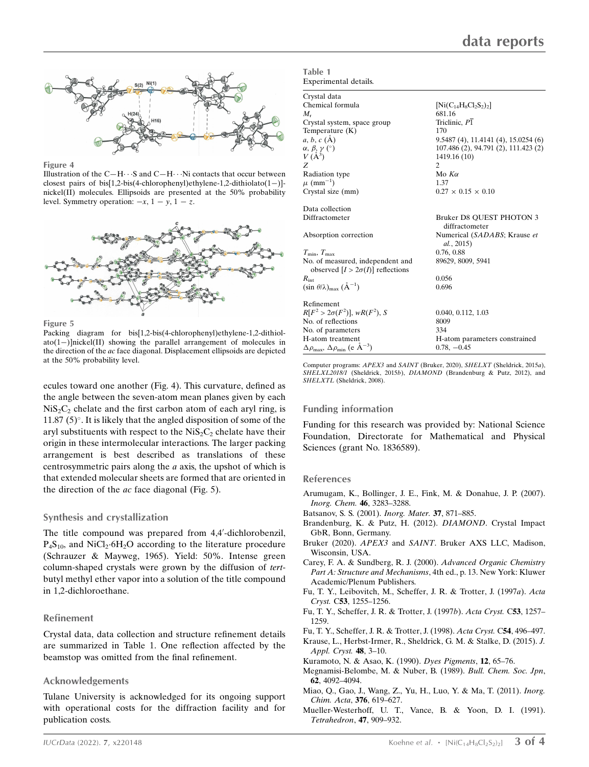Figure 4

Illustration of the C—H···S and C—H···Ni contacts that occur between closest pairs of bis[1,2-bis(4-chlorophenyl)ethylene-1,2-dithiolato(1−)]nickel(II) molecules. Ellipsoids are presented at the 50% probability level. Symmetry operation: $-x, 1-y, 1-z$.

Figure 5

Packing diagram for bis[1,2-bis(4-chlorophenyl)ethylene-1,2-dithiolato(1−)]nickel(II) showing the parallel arrangement of molecules in the direction of the *ac* face diagonal. Displacement ellipsoids are depicted at the 50% probability level.

ecules toward one another (Fig. 4). This curvature, defined as the angle between the seven-atom mean planes given by each $NiS_2C_2$ chelate and the first carbon atom of each aryl ring, is 11.87 (5)°. It is likely that the angled disposition of some of the aryl substituents with respect to the $NiS_2C_2$ chelate have their origin in these intermolecular interactions. The larger packing arrangement is best described as translations of these centrosymmetric pairs along the *a* axis, the upshot of which is that extended molecular sheets are formed that are oriented in the direction of the *ac* face diagonal (Fig. 5).

## Synthesis and crystallization

The title compound was prepared from 4,4′-dichlorobenzil, $P_4S_{10}$, and $NiCl_2·6H_2O$ according to the literature procedure (Schrauzer & Mayweg, 1965). Yield: 50%. Intense green column-shaped crystals were grown by the diffusion of *tert*-butyl methyl ether vapor into a solution of the title compound in 1,2-dichloroethane.

## Refinement

Crystal data, data collection and structure refinement details are summarized in Table 1. One reflection affected by the beamstop was omitted from the final refinement.

## Acknowledgements

Tulane University is acknowledged for its ongoing support with operational costs for the diffraction facility and for publication costs.

**Table 1**
Experimental details.

| | |
|---|---|
| **Crystal data** | |
| Chemical formula | $[Ni(C_{14}H_8Cl_2S_2)_2]$ |
| $M_r$ | 681.16 |
| Crystal system, space group | Triclinic, $P\overline{1}$ |
| Temperature (K) | 170 |
| *a*, *b*, *c* (Å) | 9.5487 (4), 11.4141 (4), 15.0254 (6) |
| α, β, γ (°) | 107.486 (2), 94.791 (2), 111.423 (2) |
| *V* ($Å^3$) | 1419.16 (10) |
| *Z* | 2 |
| Radiation type | Mo *K*α |
| μ ($mm^{-1}$) | 1.37 |
| Crystal size (mm) | 0.27 × 0.15 × 0.10 |
| **Data collection** | |
| Diffractometer | Bruker D8 QUEST PHOTON 3 diffractometer |
| Absorption correction | Numerical (*SADABS*; Krause *et al.*, 2015) |
| $T_{min}$, $T_{max}$ | 0.76, 0.88 |
| No. of measured, independent and observed [$I > 2\sigma(I)$] reflections | 89629, 8009, 5941 |
| $R_{int}$ | 0.056 |
| $(\sin \theta/\lambda)_{max}$ ($Å^{-1}$) | 0.696 |
| **Refinement** | |
| $R[F^2 > 2\sigma(F^2)]$, $wR(F^2)$, *S* | 0.040, 0.112, 1.03 |
| No. of reflections | 8009 |
| No. of parameters | 334 |
| H-atom treatment | H-atom parameters constrained |
| $\Delta\rho_{max}$, $\Delta\rho_{min}$ (e $Å^{-3}$) | 0.78, −0.45 |

Computer programs: *APEX3* and *SAINT* (Bruker, 2020), *SHELXT* (Sheldrick, 2015*a*), *SHELXL2018/1* (Sheldrick, 2015*b*), *DIAMOND* (Brandenburg & Putz, 2012), and *SHELXTL* (Sheldrick, 2008).

## Funding information

Funding for this research was provided by: National Science Foundation, Directorate for Mathematical and Physical Sciences (grant No. 1836589).

## References

Arumugam, K., Bollinger, J. E., Fink, M. & Donahue, J. P. (2007). *Inorg. Chem.* **46**, 3283–3288.

Batsanov, S. S. (2001). *Inorg. Mater.* **37**, 871–885.

Brandenburg, K. & Putz, H. (2012). *DIAMOND*. Crystal Impact GbR, Bonn, Germany.

Bruker (2020). *APEX3* and *SAINT*. Bruker AXS LLC, Madison, Wisconsin, USA.

Carey, F. A. & Sundberg, R. J. (2000). *Advanced Organic Chemistry Part A: Structure and Mechanisms*, 4th ed., p. 13. New York: Kluwer Academic/Plenum Publishers.

Fu, T. Y., Leibovitch, M., Scheffer, J. R. & Trotter, J. (1997*a*). *Acta Cryst.* C**53**, 1255–1256.

Fu, T. Y., Scheffer, J. R. & Trotter, J. (1997*b*). *Acta Cryst.* C**53**, 1257–1259.

Fu, T. Y., Scheffer, J. R. & Trotter, J. (1998). *Acta Cryst.* C**54**, 496–497.

Krause, L., Herbst-Irmer, R., Sheldrick, G. M. & Stalke, D. (2015). *J. Appl. Cryst.* **48**, 3–10.

Kuramoto, N. & Asao, K. (1990). *Dyes Pigments*, **12**, 65–76.

Megnamisi-Belombe, M. & Nuber, B. (1989). *Bull. Chem. Soc. Jpn*, **62**, 4092–4094.

Miao, Q., Gao, J., Wang, Z., Yu, H., Luo, Y. & Ma, T. (2011). *Inorg. Chim. Acta*, **376**, 619–627.

Mueller-Westerhoff, U. T., Vance, B. & Yoon, D. I. (1991). *Tetrahedron*, **47**, 909–932.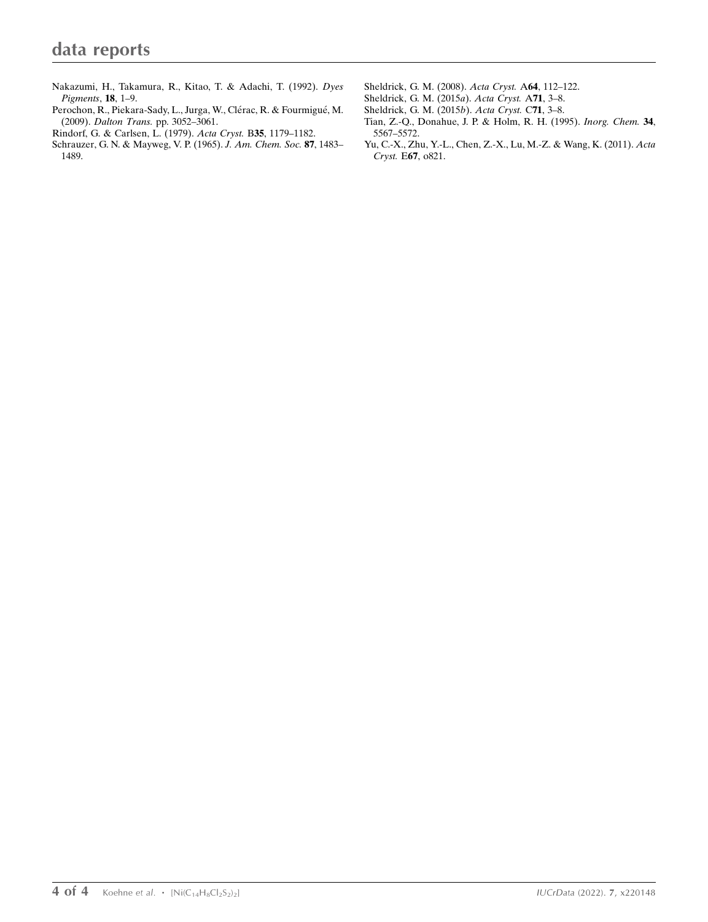Nakazumi, H., Takamura, R., Kitao, T. & Adachi, T. (1992). *Dyes Pigments*, **18**, 1–9.

Perochon, R., Piekara-Sady, L., Jurga, W., Clérac, R. & Fourmigué, M. (2009). *Dalton Trans.* pp. 3052–3061.

Rindorf, G. & Carlsen, L. (1979). *Acta Cryst.* B**35**, 1179–1182.

Schrauzer, G. N. & Mayweg, V. P. (1965). *J. Am. Chem. Soc.* **87**, 1483–1489.

Sheldrick, G. M. (2008). *Acta Cryst.* A**64**, 112–122.

Sheldrick, G. M. (2015*a*). *Acta Cryst.* A**71**, 3–8.

Sheldrick, G. M. (2015*b*). *Acta Cryst.* C**71**, 3–8.

Tian, Z.-Q., Donahue, J. P. & Holm, R. H. (1995). *Inorg. Chem.* **34**, 5567–5572.

Yu, C.-X., Zhu, Y.-L., Chen, Z.-X., Lu, M.-Z. & Wang, K. (2011). *Acta Cryst.* E**67**, o821.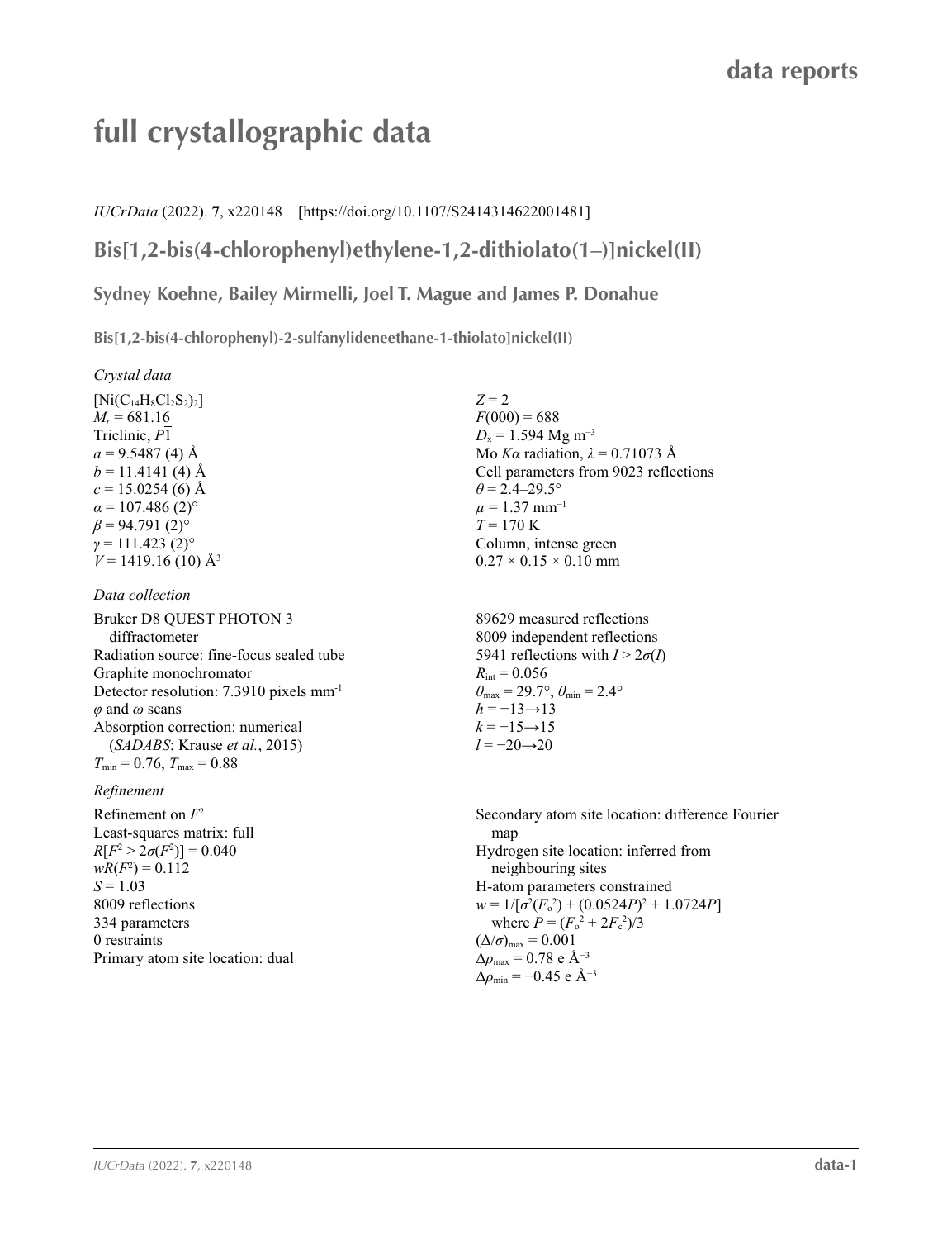# full crystallographic data

*IUCrData* (2022). **7**, x220148 [https://doi.org/10.1107/S2414314622001481]

## Bis[1,2-bis(4-chlorophenyl)ethylene-1,2-dithiolato(1–)]nickel(II)

**Sydney Koehne, Bailey Mirmelli, Joel T. Mague and James P. Donahue**

**Bis[1,2-bis(4-chlorophenyl)-2-sulfanylideneethane-1-thiolato]nickel(II)**

### *Crystal data*

$[Ni(C_{14}H_8Cl_2S_2)_2]$
$M_r = 681.16$
Triclinic, $P\overline{1}$
$a = 9.5487$ (4) Å
$b = 11.4141$ (4) Å
$c = 15.0254$ (6) Å
$\alpha = 107.486$ (2)°
$\beta = 94.791$ (2)°
$\gamma = 111.423$ (2)°
$V = 1419.16$ (10) Å$^3$
$Z = 2$
$F(000) = 688$
$D_x = 1.594$ Mg m$^{-3}$
Mo $K\alpha$ radiation, $\lambda = 0.71073$ Å
Cell parameters from 9023 reflections
$\theta = 2.4$–29.5°
$\mu = 1.37$ mm$^{-1}$
$T = 170$ K
Column, intense green
0.27 × 0.15 × 0.10 mm

### *Data collection*

Bruker D8 QUEST PHOTON 3 diffractometer
Radiation source: fine-focus sealed tube
Graphite monochromator
Detector resolution: 7.3910 pixels mm$^{-1}$
$\varphi$ and $\omega$ scans
Absorption correction: numerical (*SADABS*; Krause *et al.*, 2015)
$T_{min} = 0.76$, $T_{max} = 0.88$
89629 measured reflections
8009 independent reflections
5941 reflections with $I > 2\sigma(I)$
$R_{int} = 0.056$
$\theta_{max} = 29.7°$, $\theta_{min} = 2.4°$
$h = -13 \rightarrow 13$
$k = -15 \rightarrow 15$
$l = -20 \rightarrow 20$

### *Refinement*

Refinement on $F^2$
Least-squares matrix: full
$R[F^2 > 2\sigma(F^2)] = 0.040$
$wR(F^2) = 0.112$
$S = 1.03$
8009 reflections
334 parameters
0 restraints
Primary atom site location: dual
Secondary atom site location: difference Fourier map
Hydrogen site location: inferred from neighbouring sites
H-atom parameters constrained
$w = 1/[\sigma^2(F_o^2) + (0.0524P)^2 + 1.0724P]$ where $P = (F_o^2 + 2F_c^2)/3$
$(\Delta/\sigma)_{max} = 0.001$
$\Delta\rho_{max} = 0.78$ e Å$^{-3}$
$\Delta\rho_{min} = -0.45$ e Å$^{-3}$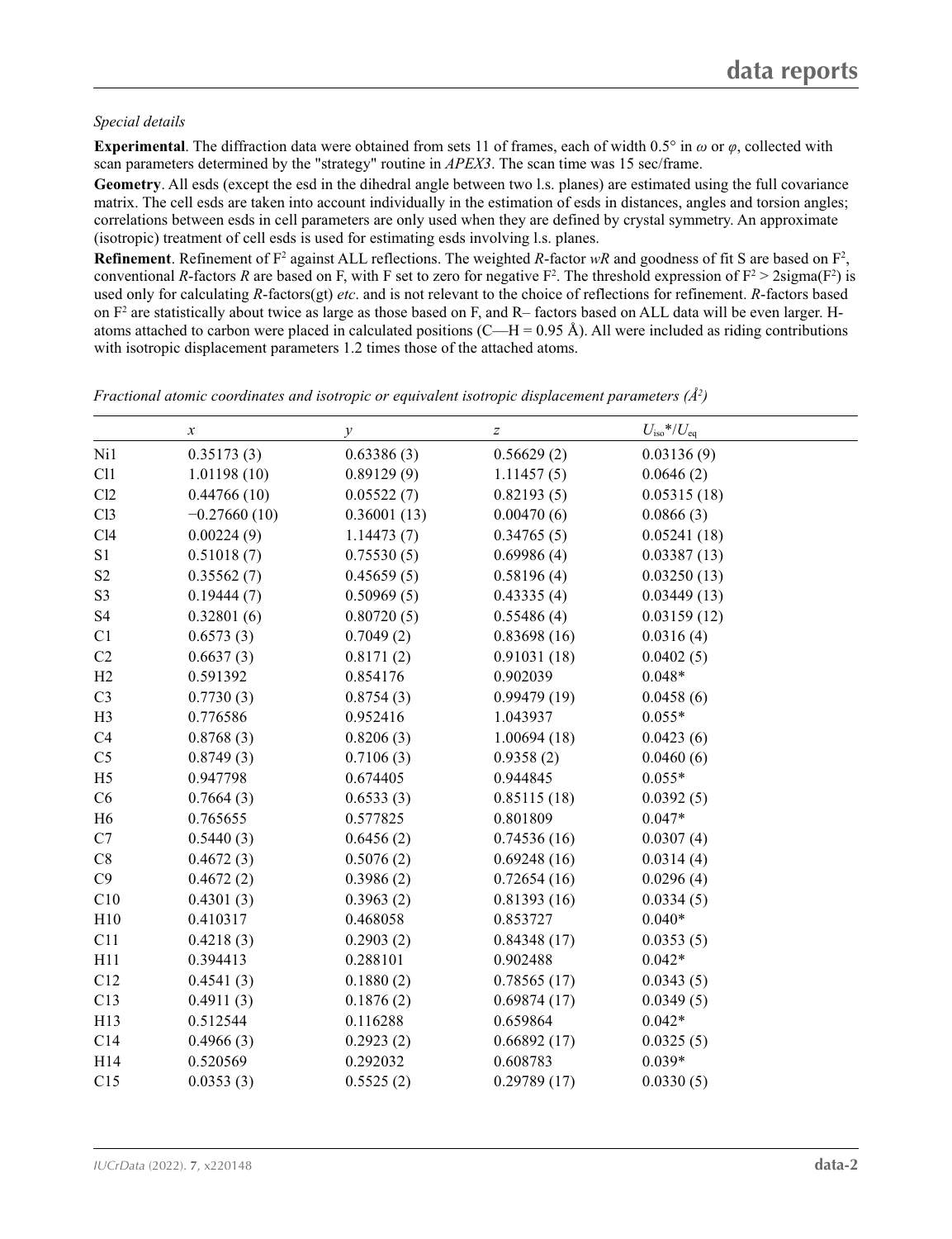*Special details*

**Experimental**. The diffraction data were obtained from sets 11 of frames, each of width 0.5° in $\omega$ or $\varphi$, collected with scan parameters determined by the "strategy" routine in *APEX3*. The scan time was 15 sec/frame.

**Geometry**. All esds (except the esd in the dihedral angle between two l.s. planes) are estimated using the full covariance matrix. The cell esds are taken into account individually in the estimation of esds in distances, angles and torsion angles; correlations between esds in cell parameters are only used when they are defined by crystal symmetry. An approximate (isotropic) treatment of cell esds is used for estimating esds involving l.s. planes.

**Refinement**. Refinement of $F^2$ against ALL reflections. The weighted *R*-factor *wR* and goodness of fit S are based on $F^2$, conventional *R*-factors *R* are based on F, with F set to zero for negative $F^2$. The threshold expression of $F^2 > 2\text{sigma}(F^2)$ is used only for calculating *R*-factors(gt) *etc*. and is not relevant to the choice of reflections for refinement. *R*-factors based on $F^2$ are statistically about twice as large as those based on F, and R– factors based on ALL data will be even larger. H-atoms attached to carbon were placed in calculated positions (C—H = 0.95 Å). All were included as riding contributions with isotropic displacement parameters 1.2 times those of the attached atoms.

*Fractional atomic coordinates and isotropic or equivalent isotropic displacement parameters (Å²)*

| | *x* | *y* | *z* | $U_{iso}$*/$U_{eq}$ |
|---|---|---|---|---|
| Ni1 | 0.35173 (3) | 0.63386 (3) | 0.56629 (2) | 0.03136 (9) |
| Cl1 | 1.01198 (10) | 0.89129 (9) | 1.11457 (5) | 0.0646 (2) |
| Cl2 | 0.44766 (10) | 0.05522 (7) | 0.82193 (5) | 0.05315 (18) |
| Cl3 | −0.27660 (10) | 0.36001 (13) | 0.00470 (6) | 0.0866 (3) |
| Cl4 | 0.00224 (9) | 1.14473 (7) | 0.34765 (5) | 0.05241 (18) |
| S1 | 0.51018 (7) | 0.75530 (5) | 0.69986 (4) | 0.03387 (13) |
| S2 | 0.35562 (7) | 0.45659 (5) | 0.58196 (4) | 0.03250 (13) |
| S3 | 0.19444 (7) | 0.50969 (5) | 0.43335 (4) | 0.03449 (13) |
| S4 | 0.32801 (6) | 0.80720 (5) | 0.55486 (4) | 0.03159 (12) |
| C1 | 0.6573 (3) | 0.7049 (2) | 0.83698 (16) | 0.0316 (4) |
| C2 | 0.6637 (3) | 0.8171 (2) | 0.91031 (18) | 0.0402 (5) |
| H2 | 0.591392 | 0.854176 | 0.902039 | 0.048* |
| C3 | 0.7730 (3) | 0.8754 (3) | 0.99479 (19) | 0.0458 (6) |
| H3 | 0.776586 | 0.952416 | 1.043937 | 0.055* |
| C4 | 0.8768 (3) | 0.8206 (3) | 1.00694 (18) | 0.0423 (6) |
| C5 | 0.8749 (3) | 0.7106 (3) | 0.9358 (2) | 0.0460 (6) |
| H5 | 0.947798 | 0.674405 | 0.944845 | 0.055* |
| C6 | 0.7664 (3) | 0.6533 (3) | 0.85115 (18) | 0.0392 (5) |
| H6 | 0.765655 | 0.577825 | 0.801809 | 0.047* |
| C7 | 0.5440 (3) | 0.6456 (2) | 0.74536 (16) | 0.0307 (4) |
| C8 | 0.4672 (3) | 0.5076 (2) | 0.69248 (16) | 0.0314 (4) |
| C9 | 0.4672 (2) | 0.3986 (2) | 0.72654 (16) | 0.0296 (4) |
| C10 | 0.4301 (3) | 0.3963 (2) | 0.81393 (16) | 0.0334 (5) |
| H10 | 0.410317 | 0.468058 | 0.853727 | 0.040* |
| C11 | 0.4218 (3) | 0.2903 (2) | 0.84348 (17) | 0.0353 (5) |
| H11 | 0.394413 | 0.288101 | 0.902488 | 0.042* |
| C12 | 0.4541 (3) | 0.1880 (2) | 0.78565 (17) | 0.0343 (5) |
| C13 | 0.4911 (3) | 0.1876 (2) | 0.69874 (17) | 0.0349 (5) |
| H13 | 0.512544 | 0.116288 | 0.659864 | 0.042* |
| C14 | 0.4966 (3) | 0.2923 (2) | 0.66892 (17) | 0.0325 (5) |
| H14 | 0.520569 | 0.292032 | 0.608783 | 0.039* |
| C15 | 0.0353 (3) | 0.5525 (2) | 0.29789 (17) | 0.0330 (5) |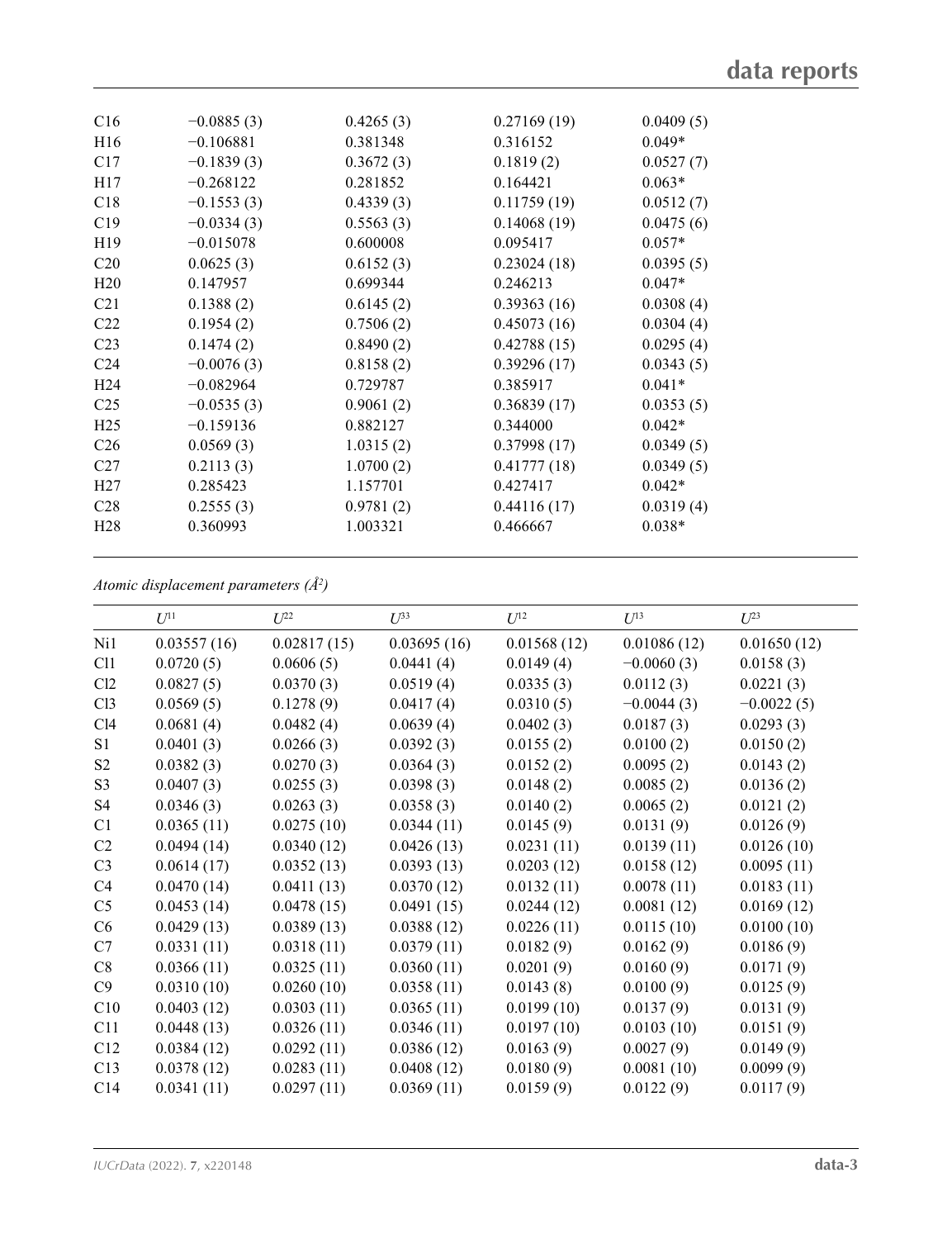| | | | | |
|---|---|---|---|---|
| C16 | −0.0885 (3) | 0.4265 (3) | 0.27169 (19) | 0.0409 (5) |
| H16 | −0.106881 | 0.381348 | 0.316152 | 0.049* |
| C17 | −0.1839 (3) | 0.3672 (3) | 0.1819 (2) | 0.0527 (7) |
| H17 | −0.268122 | 0.281852 | 0.164421 | 0.063* |
| C18 | −0.1553 (3) | 0.4339 (3) | 0.11759 (19) | 0.0512 (7) |
| C19 | −0.0334 (3) | 0.5563 (3) | 0.14068 (19) | 0.0475 (6) |
| H19 | −0.015078 | 0.600008 | 0.095417 | 0.057* |
| C20 | 0.0625 (3) | 0.6152 (3) | 0.23024 (18) | 0.0395 (5) |
| H20 | 0.147957 | 0.699344 | 0.246213 | 0.047* |
| C21 | 0.1388 (2) | 0.6145 (2) | 0.39363 (16) | 0.0308 (4) |
| C22 | 0.1954 (2) | 0.7506 (2) | 0.45073 (16) | 0.0304 (4) |
| C23 | 0.1474 (2) | 0.8490 (2) | 0.42788 (15) | 0.0295 (4) |
| C24 | −0.0076 (3) | 0.8158 (2) | 0.39296 (17) | 0.0343 (5) |
| H24 | −0.082964 | 0.729787 | 0.385917 | 0.041* |
| C25 | −0.0535 (3) | 0.9061 (2) | 0.36839 (17) | 0.0353 (5) |
| H25 | −0.159136 | 0.882127 | 0.344000 | 0.042* |
| C26 | 0.0569 (3) | 1.0315 (2) | 0.37998 (17) | 0.0349 (5) |
| C27 | 0.2113 (3) | 1.0700 (2) | 0.41777 (18) | 0.0349 (5) |
| H27 | 0.285423 | 1.157701 | 0.427417 | 0.042* |
| C28 | 0.2555 (3) | 0.9781 (2) | 0.44116 (17) | 0.0319 (4) |
| H28 | 0.360993 | 1.003321 | 0.466667 | 0.038* |

*Atomic displacement parameters (Å²)*

| | $U^{11}$ | $U^{22}$ | $U^{33}$ | $U^{12}$ | $U^{13}$ | $U^{23}$ |
|---|---|---|---|---|---|---|
| Ni1 | 0.03557 (16) | 0.02817 (15) | 0.03695 (16) | 0.01568 (12) | 0.01086 (12) | 0.01650 (12) |
| Cl1 | 0.0720 (5) | 0.0606 (5) | 0.0441 (4) | 0.0149 (4) | −0.0060 (3) | 0.0158 (3) |
| Cl2 | 0.0827 (5) | 0.0370 (3) | 0.0519 (4) | 0.0335 (3) | 0.0112 (3) | 0.0221 (3) |
| Cl3 | 0.0569 (5) | 0.1278 (9) | 0.0417 (4) | 0.0310 (5) | −0.0044 (3) | −0.0022 (5) |
| Cl4 | 0.0681 (4) | 0.0482 (4) | 0.0639 (4) | 0.0402 (3) | 0.0187 (3) | 0.0293 (3) |
| S1 | 0.0401 (3) | 0.0266 (3) | 0.0392 (3) | 0.0155 (2) | 0.0100 (2) | 0.0150 (2) |
| S2 | 0.0382 (3) | 0.0270 (3) | 0.0364 (3) | 0.0152 (2) | 0.0095 (2) | 0.0143 (2) |
| S3 | 0.0407 (3) | 0.0255 (3) | 0.0398 (3) | 0.0148 (2) | 0.0085 (2) | 0.0136 (2) |
| S4 | 0.0346 (3) | 0.0263 (3) | 0.0358 (3) | 0.0140 (2) | 0.0065 (2) | 0.0121 (2) |
| C1 | 0.0365 (11) | 0.0275 (10) | 0.0344 (11) | 0.0145 (9) | 0.0131 (9) | 0.0126 (9) |
| C2 | 0.0494 (14) | 0.0340 (12) | 0.0426 (13) | 0.0231 (11) | 0.0139 (11) | 0.0126 (10) |
| C3 | 0.0614 (17) | 0.0352 (13) | 0.0393 (13) | 0.0203 (12) | 0.0158 (12) | 0.0095 (11) |
| C4 | 0.0470 (14) | 0.0411 (13) | 0.0370 (12) | 0.0132 (11) | 0.0078 (11) | 0.0183 (11) |
| C5 | 0.0453 (14) | 0.0478 (15) | 0.0491 (15) | 0.0244 (12) | 0.0081 (12) | 0.0169 (12) |
| C6 | 0.0429 (13) | 0.0389 (13) | 0.0388 (12) | 0.0226 (11) | 0.0115 (10) | 0.0100 (10) |
| C7 | 0.0331 (11) | 0.0318 (11) | 0.0379 (11) | 0.0182 (9) | 0.0162 (9) | 0.0186 (9) |
| C8 | 0.0366 (11) | 0.0325 (11) | 0.0360 (11) | 0.0201 (9) | 0.0160 (9) | 0.0171 (9) |
| C9 | 0.0310 (10) | 0.0260 (10) | 0.0358 (11) | 0.0143 (8) | 0.0100 (9) | 0.0125 (9) |
| C10 | 0.0403 (12) | 0.0303 (11) | 0.0365 (11) | 0.0199 (10) | 0.0137 (9) | 0.0131 (9) |
| C11 | 0.0448 (13) | 0.0326 (11) | 0.0346 (11) | 0.0197 (10) | 0.0103 (10) | 0.0151 (9) |
| C12 | 0.0384 (12) | 0.0292 (11) | 0.0386 (12) | 0.0163 (9) | 0.0027 (9) | 0.0149 (9) |
| C13 | 0.0378 (12) | 0.0283 (11) | 0.0408 (12) | 0.0180 (9) | 0.0081 (10) | 0.0099 (9) |
| C14 | 0.0341 (11) | 0.0297 (11) | 0.0369 (11) | 0.0159 (9) | 0.0122 (9) | 0.0117 (9) |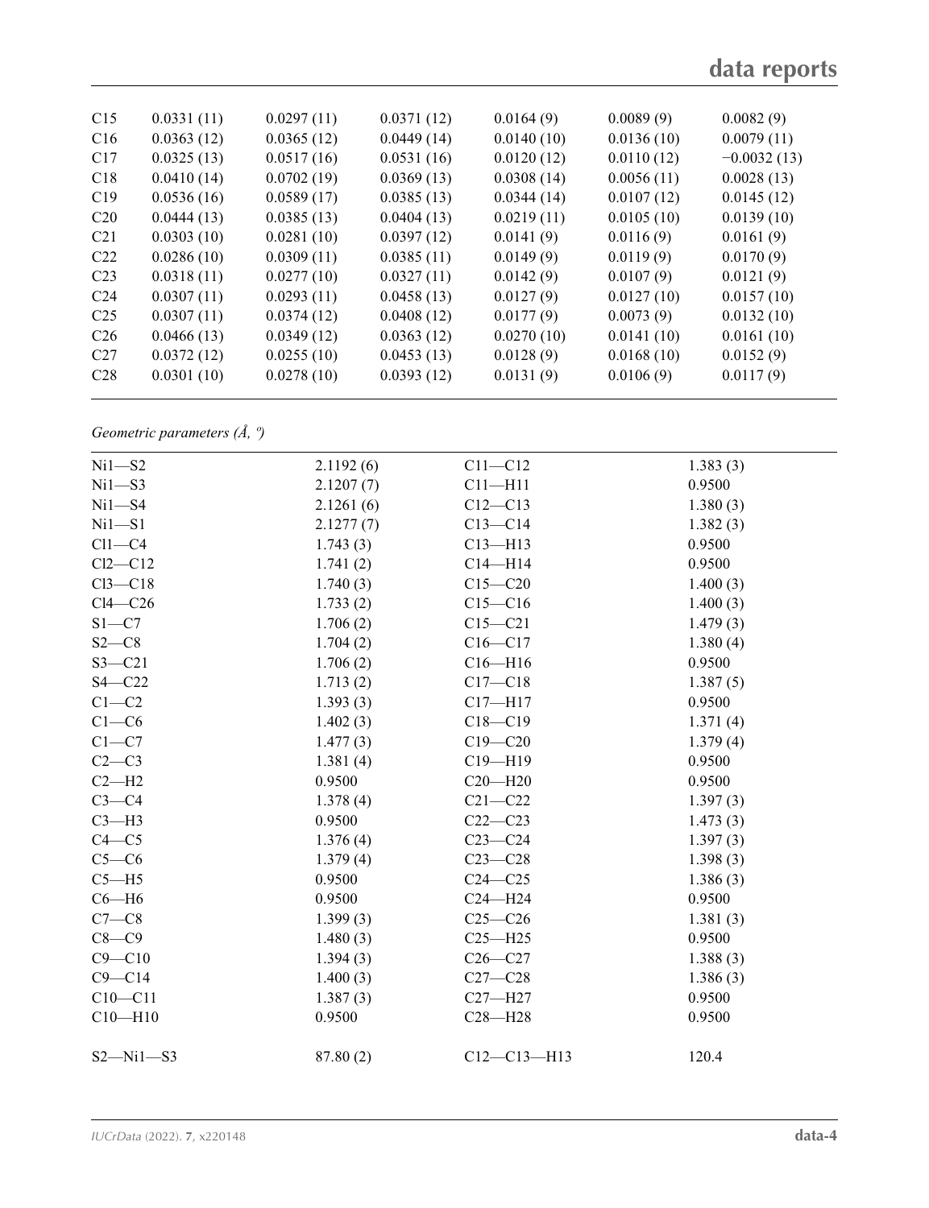| | | | | | | |
|---|---|---|---|---|---|---|
| C15 | 0.0331 (11) | 0.0297 (11) | 0.0371 (12) | 0.0164 (9) | 0.0089 (9) | 0.0082 (9) |
| C16 | 0.0363 (12) | 0.0365 (12) | 0.0449 (14) | 0.0140 (10) | 0.0136 (10) | 0.0079 (11) |
| C17 | 0.0325 (13) | 0.0517 (16) | 0.0531 (16) | 0.0120 (12) | 0.0110 (12) | −0.0032 (13) |
| C18 | 0.0410 (14) | 0.0702 (19) | 0.0369 (13) | 0.0308 (14) | 0.0056 (11) | 0.0028 (13) |
| C19 | 0.0536 (16) | 0.0589 (17) | 0.0385 (13) | 0.0344 (14) | 0.0107 (12) | 0.0145 (12) |
| C20 | 0.0444 (13) | 0.0385 (13) | 0.0404 (13) | 0.0219 (11) | 0.0105 (10) | 0.0139 (10) |
| C21 | 0.0303 (10) | 0.0281 (10) | 0.0397 (12) | 0.0141 (9) | 0.0116 (9) | 0.0161 (9) |
| C22 | 0.0286 (10) | 0.0309 (11) | 0.0385 (11) | 0.0149 (9) | 0.0119 (9) | 0.0170 (9) |
| C23 | 0.0318 (11) | 0.0277 (10) | 0.0327 (11) | 0.0142 (9) | 0.0107 (9) | 0.0121 (9) |
| C24 | 0.0307 (11) | 0.0293 (11) | 0.0458 (13) | 0.0127 (9) | 0.0127 (10) | 0.0157 (10) |
| C25 | 0.0307 (11) | 0.0374 (12) | 0.0408 (12) | 0.0177 (9) | 0.0073 (9) | 0.0132 (10) |
| C26 | 0.0466 (13) | 0.0349 (12) | 0.0363 (12) | 0.0270 (10) | 0.0141 (10) | 0.0161 (10) |
| C27 | 0.0372 (12) | 0.0255 (10) | 0.0453 (13) | 0.0128 (9) | 0.0168 (10) | 0.0152 (9) |
| C28 | 0.0301 (10) | 0.0278 (10) | 0.0393 (12) | 0.0131 (9) | 0.0106 (9) | 0.0117 (9) |

*Geometric parameters (Å, º)*

| | | | |
|---|---|---|---|
| Ni1—S2 | 2.1192 (6) | C11—C12 | 1.383 (3) |
| Ni1—S3 | 2.1207 (7) | C11—H11 | 0.9500 |
| Ni1—S4 | 2.1261 (6) | C12—C13 | 1.380 (3) |
| Ni1—S1 | 2.1277 (7) | C13—C14 | 1.382 (3) |
| Cl1—C4 | 1.743 (3) | C13—H13 | 0.9500 |
| Cl2—C12 | 1.741 (2) | C14—H14 | 0.9500 |
| Cl3—C18 | 1.740 (3) | C15—C20 | 1.400 (3) |
| Cl4—C26 | 1.733 (2) | C15—C16 | 1.400 (3) |
| S1—C7 | 1.706 (2) | C15—C21 | 1.479 (3) |
| S2—C8 | 1.704 (2) | C16—C17 | 1.380 (4) |
| S3—C21 | 1.706 (2) | C16—H16 | 0.9500 |
| S4—C22 | 1.713 (2) | C17—C18 | 1.387 (5) |
| C1—C2 | 1.393 (3) | C17—H17 | 0.9500 |
| C1—C6 | 1.402 (3) | C18—C19 | 1.371 (4) |
| C1—C7 | 1.477 (3) | C19—C20 | 1.379 (4) |
| C2—C3 | 1.381 (4) | C19—H19 | 0.9500 |
| C2—H2 | 0.9500 | C20—H20 | 0.9500 |
| C3—C4 | 1.378 (4) | C21—C22 | 1.397 (3) |
| C3—H3 | 0.9500 | C22—C23 | 1.473 (3) |
| C4—C5 | 1.376 (4) | C23—C24 | 1.397 (3) |
| C5—C6 | 1.379 (4) | C23—C28 | 1.398 (3) |
| C5—H5 | 0.9500 | C24—C25 | 1.386 (3) |
| C6—H6 | 0.9500 | C24—H24 | 0.9500 |
| C7—C8 | 1.399 (3) | C25—C26 | 1.381 (3) |
| C8—C9 | 1.480 (3) | C25—H25 | 0.9500 |
| C9—C10 | 1.394 (3) | C26—C27 | 1.388 (3) |
| C9—C14 | 1.400 (3) | C27—C28 | 1.386 (3) |
| C10—C11 | 1.387 (3) | C27—H27 | 0.9500 |
| C10—H10 | 0.9500 | C28—H28 | 0.9500 |
| | | | |
| S2—Ni1—S3 | 87.80 (2) | C12—C13—H13 | 120.4 |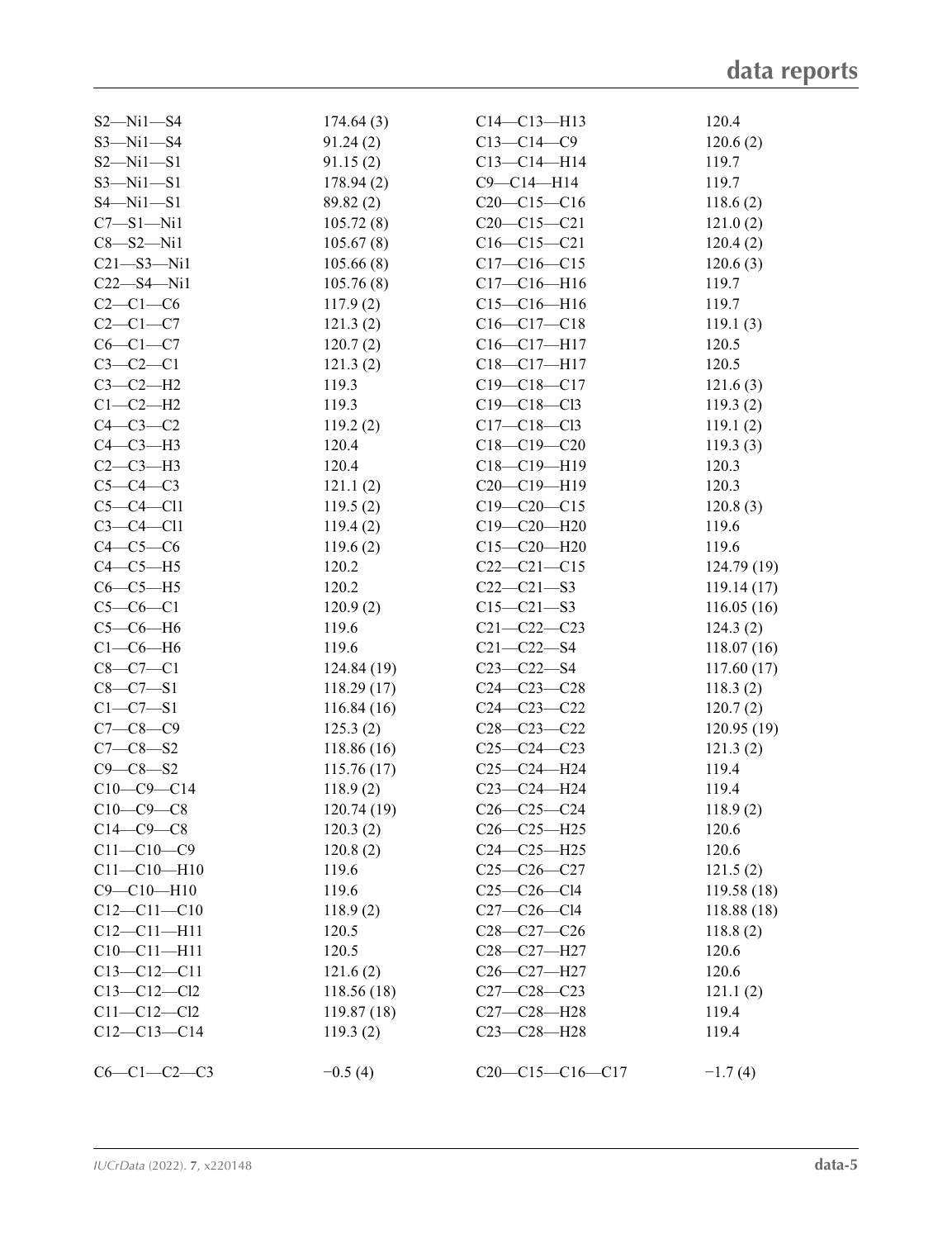| | | | |
|---|---|---|---|
| S2—Ni1—S4 | 174.64 (3) | C14—C13—H13 | 120.4 |
| S3—Ni1—S4 | 91.24 (2) | C13—C14—C9 | 120.6 (2) |
| S2—Ni1—S1 | 91.15 (2) | C13—C14—H14 | 119.7 |
| S3—Ni1—S1 | 178.94 (2) | C9—C14—H14 | 119.7 |
| S4—Ni1—S1 | 89.82 (2) | C20—C15—C16 | 118.6 (2) |
| C7—S1—Ni1 | 105.72 (8) | C20—C15—C21 | 121.0 (2) |
| C8—S2—Ni1 | 105.67 (8) | C16—C15—C21 | 120.4 (2) |
| C21—S3—Ni1 | 105.66 (8) | C17—C16—C15 | 120.6 (3) |
| C22—S4—Ni1 | 105.76 (8) | C17—C16—H16 | 119.7 |
| C2—C1—C6 | 117.9 (2) | C15—C16—H16 | 119.7 |
| C2—C1—C7 | 121.3 (2) | C16—C17—C18 | 119.1 (3) |
| C6—C1—C7 | 120.7 (2) | C16—C17—H17 | 120.5 |
| C3—C2—C1 | 121.3 (2) | C18—C17—H17 | 120.5 |
| C3—C2—H2 | 119.3 | C19—C18—C17 | 121.6 (3) |
| C1—C2—H2 | 119.3 | C19—C18—Cl3 | 119.3 (2) |
| C4—C3—C2 | 119.2 (2) | C17—C18—Cl3 | 119.1 (2) |
| C4—C3—H3 | 120.4 | C18—C19—C20 | 119.3 (3) |
| C2—C3—H3 | 120.4 | C18—C19—H19 | 120.3 |
| C5—C4—C3 | 121.1 (2) | C20—C19—H19 | 120.3 |
| C5—C4—Cl1 | 119.5 (2) | C19—C20—C15 | 120.8 (3) |
| C3—C4—Cl1 | 119.4 (2) | C19—C20—H20 | 119.6 |
| C4—C5—C6 | 119.6 (2) | C15—C20—H20 | 119.6 |
| C4—C5—H5 | 120.2 | C22—C21—C15 | 124.79 (19) |
| C6—C5—H5 | 120.2 | C22—C21—S3 | 119.14 (17) |
| C5—C6—C1 | 120.9 (2) | C15—C21—S3 | 116.05 (16) |
| C5—C6—H6 | 119.6 | C21—C22—C23 | 124.3 (2) |
| C1—C6—H6 | 119.6 | C21—C22—S4 | 118.07 (16) |
| C8—C7—C1 | 124.84 (19) | C23—C22—S4 | 117.60 (17) |
| C8—C7—S1 | 118.29 (17) | C24—C23—C28 | 118.3 (2) |
| C1—C7—S1 | 116.84 (16) | C24—C23—C22 | 120.7 (2) |
| C7—C8—C9 | 125.3 (2) | C28—C23—C22 | 120.95 (19) |
| C7—C8—S2 | 118.86 (16) | C25—C24—C23 | 121.3 (2) |
| C9—C8—S2 | 115.76 (17) | C25—C24—H24 | 119.4 |
| C10—C9—C14 | 118.9 (2) | C23—C24—H24 | 119.4 |
| C10—C9—C8 | 120.74 (19) | C26—C25—C24 | 118.9 (2) |
| C14—C9—C8 | 120.3 (2) | C26—C25—H25 | 120.6 |
| C11—C10—C9 | 120.8 (2) | C24—C25—H25 | 120.6 |
| C11—C10—H10 | 119.6 | C25—C26—C27 | 121.5 (2) |
| C9—C10—H10 | 119.6 | C25—C26—Cl4 | 119.58 (18) |
| C12—C11—C10 | 118.9 (2) | C27—C26—Cl4 | 118.88 (18) |
| C12—C11—H11 | 120.5 | C28—C27—C26 | 118.8 (2) |
| C10—C11—H11 | 120.5 | C28—C27—H27 | 120.6 |
| C13—C12—C11 | 121.6 (2) | C26—C27—H27 | 120.6 |
| C13—C12—Cl2 | 118.56 (18) | C27—C28—C23 | 121.1 (2) |
| C11—C12—Cl2 | 119.87 (18) | C27—C28—H28 | 119.4 |
| C12—C13—C14 | 119.3 (2) | C23—C28—H28 | 119.4 |

| | | | |
|---|---|---|---|
| C6—C1—C2—C3 | −0.5 (4) | C20—C15—C16—C17 | −1.7 (4) |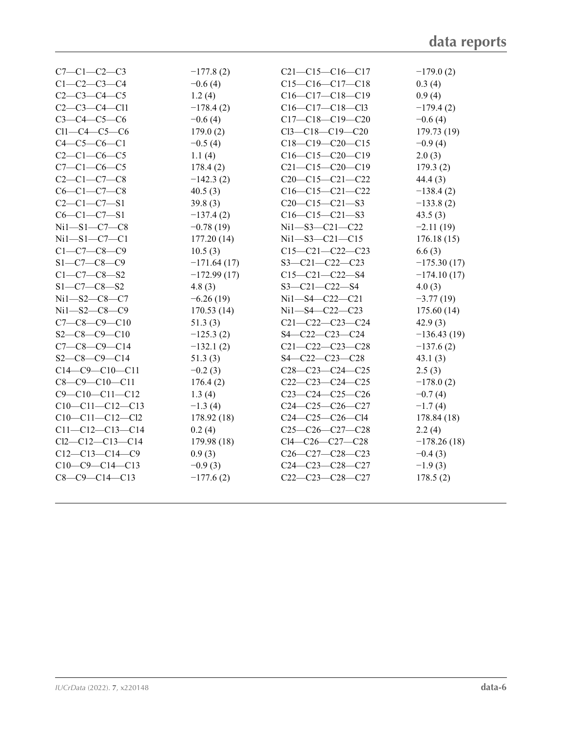| | | | |
|---|---|---|---|
| C7—C1—C2—C3 | −177.8 (2) | C21—C15—C16—C17 | −179.0 (2) |
| C1—C2—C3—C4 | −0.6 (4) | C15—C16—C17—C18 | 0.3 (4) |
| C2—C3—C4—C5 | 1.2 (4) | C16—C17—C18—C19 | 0.9 (4) |
| C2—C3—C4—Cl1 | −178.4 (2) | C16—C17—C18—Cl3 | −179.4 (2) |
| C3—C4—C5—C6 | −0.6 (4) | C17—C18—C19—C20 | −0.6 (4) |
| Cl1—C4—C5—C6 | 179.0 (2) | Cl3—C18—C19—C20 | 179.73 (19) |
| C4—C5—C6—C1 | −0.5 (4) | C18—C19—C20—C15 | −0.9 (4) |
| C2—C1—C6—C5 | 1.1 (4) | C16—C15—C20—C19 | 2.0 (3) |
| C7—C1—C6—C5 | 178.4 (2) | C21—C15—C20—C19 | 179.3 (2) |
| C2—C1—C7—C8 | −142.3 (2) | C20—C15—C21—C22 | 44.4 (3) |
| C6—C1—C7—C8 | 40.5 (3) | C16—C15—C21—C22 | −138.4 (2) |
| C2—C1—C7—S1 | 39.8 (3) | C20—C15—C21—S3 | −133.8 (2) |
| C6—C1—C7—S1 | −137.4 (2) | C16—C15—C21—S3 | 43.5 (3) |
| Ni1—S1—C7—C8 | −0.78 (19) | Ni1—S3—C21—C22 | −2.11 (19) |
| Ni1—S1—C7—C1 | 177.20 (14) | Ni1—S3—C21—C15 | 176.18 (15) |
| C1—C7—C8—C9 | 10.5 (3) | C15—C21—C22—C23 | 6.6 (3) |
| S1—C7—C8—C9 | −171.64 (17) | S3—C21—C22—C23 | −175.30 (17) |
| C1—C7—C8—S2 | −172.99 (17) | C15—C21—C22—S4 | −174.10 (17) |
| S1—C7—C8—S2 | 4.8 (3) | S3—C21—C22—S4 | 4.0 (3) |
| Ni1—S2—C8—C7 | −6.26 (19) | Ni1—S4—C22—C21 | −3.77 (19) |
| Ni1—S2—C8—C9 | 170.53 (14) | Ni1—S4—C22—C23 | 175.60 (14) |
| C7—C8—C9—C10 | 51.3 (3) | C21—C22—C23—C24 | 42.9 (3) |
| S2—C8—C9—C10 | −125.3 (2) | S4—C22—C23—C24 | −136.43 (19) |
| C7—C8—C9—C14 | −132.1 (2) | C21—C22—C23—C28 | −137.6 (2) |
| S2—C8—C9—C14 | 51.3 (3) | S4—C22—C23—C28 | 43.1 (3) |
| C14—C9—C10—C11 | −0.2 (3) | C28—C23—C24—C25 | 2.5 (3) |
| C8—C9—C10—C11 | 176.4 (2) | C22—C23—C24—C25 | −178.0 (2) |
| C9—C10—C11—C12 | 1.3 (4) | C23—C24—C25—C26 | −0.7 (4) |
| C10—C11—C12—C13 | −1.3 (4) | C24—C25—C26—C27 | −1.7 (4) |
| C10—C11—C12—Cl2 | 178.92 (18) | C24—C25—C26—Cl4 | 178.84 (18) |
| C11—C12—C13—C14 | 0.2 (4) | C25—C26—C27—C28 | 2.2 (4) |
| Cl2—C12—C13—C14 | 179.98 (18) | Cl4—C26—C27—C28 | −178.26 (18) |
| C12—C13—C14—C9 | 0.9 (3) | C26—C27—C28—C23 | −0.4 (3) |
| C10—C9—C14—C13 | −0.9 (3) | C24—C23—C28—C27 | −1.9 (3) |
| C8—C9—C14—C13 | −177.6 (2) | C22—C23—C28—C27 | 178.5 (2) |